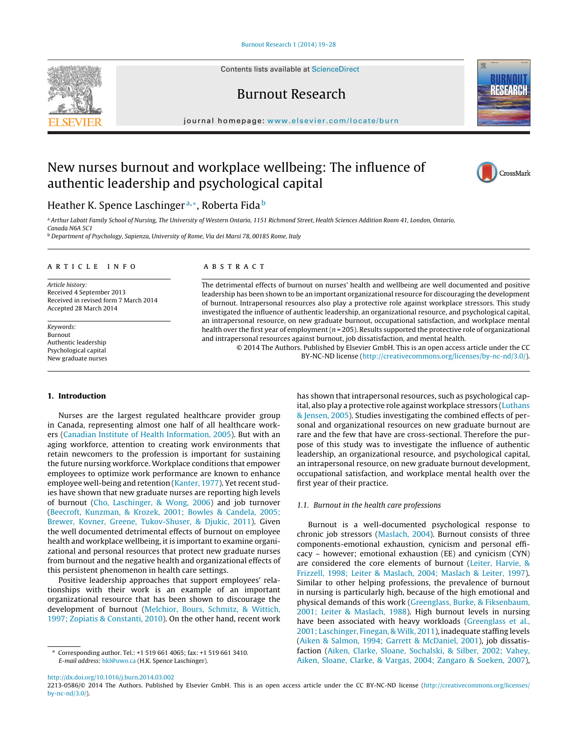Contents lists available at ScienceDirect

Burnout Research

journal homepage: www.elsevier.com/locate/burn

# New nurses burnout and workplace wellbeing: The influence of authentic leadership and psychological capital

Heather K. Spence Laschinger [a,*], Roberta Fida [b]

[a] Arthur Labatt Family School of Nursing, The University of Western Ontario, 1151 Richmond Street, Health Sciences Addition Room 41, London, Ontario, Canada N6A 5C1

[b] Department of Psychology, Sapienza, University of Rome, Via dei Marsi 78, 00185 Rome, Italy

**ARTICLE INFO**

*Article history:*
Received 4 September 2013
Received in revised form 7 March 2014
Accepted 28 March 2014

*Keywords:*
Burnout
Authentic leadership
Psychological capital
New graduate nurses

**ABSTRACT**

The detrimental effects of burnout on nurses' health and wellbeing are well documented and positive leadership has been shown to be an important organizational resource for discouraging the development of burnout. Intrapersonal resources also play a protective role against workplace stressors. This study investigated the influence of authentic leadership, an organizational resource, and psychological capital, an intrapersonal resource, on new graduate burnout, occupational satisfaction, and workplace mental health over the first year of employment ($n = 205$). Results supported the protective role of organizational and intrapersonal resources against burnout, job dissatisfaction, and mental health.

© 2014 The Authors. Published by Elsevier GmbH. This is an open access article under the CC BY-NC-ND license (http://creativecommons.org/licenses/by-nc-nd/3.0/).

## 1. Introduction

Nurses are the largest regulated healthcare provider group in Canada, representing almost one half of all healthcare workers (Canadian Institute of Health Information, 2005). But with an aging workforce, attention to creating work environments that retain newcomers to the profession is important for sustaining the future nursing workforce. Workplace conditions that empower employees to optimize work performance are known to enhance employee well-being and retention (Kanter, 1977). Yet recent studies have shown that new graduate nurses are reporting high levels of burnout (Cho, Laschinger, & Wong, 2006) and job turnover (Beecroft, Kunzman, & Krozek, 2001; Bowles & Candela, 2005; Brewer, Kovner, Greene, Tukov-Shuser, & Djukic, 2011). Given the well documented detrimental effects of burnout on employee health and workplace wellbeing, it is important to examine organizational and personal resources that protect new graduate nurses from burnout and the negative health and organizational effects of this persistent phenomenon in health care settings.

Positive leadership approaches that support employees' relationships with their work is an example of an important organizational resource that has been shown to discourage the development of burnout (Melchior, Bours, Schmitz, & Wittich, 1997; Zopiatis & Constanti, 2010). On the other hand, recent work has shown that intrapersonal resources, such as psychological capital, also play a protective role against workplace stressors (Luthans & Jensen, 2005). Studies investigating the combined effects of personal and organizational resources on new graduate burnout are rare and the few that have are cross-sectional. Therefore the purpose of this study was to investigate the influence of authentic leadership, an organizational resource, and psychological capital, an intrapersonal resource, on new graduate burnout development, occupational satisfaction, and workplace mental health over the first year of their practice.

### 1.1. Burnout in the health care professions

Burnout is a well-documented psychological response to chronic job stressors (Maslach, 2004). Burnout consists of three components-emotional exhaustion, cynicism and personal efficacy – however; emotional exhaustion (EE) and cynicism (CYN) are considered the core elements of burnout (Leiter, Harvie, & Frizzell, 1998; Leiter & Maslach, 2004; Maslach & Leiter, 1997). Similar to other helping professions, the prevalence of burnout in nursing is particularly high, because of the high emotional and physical demands of this work (Greenglass, Burke, & Fiksenbaum, 2001; Leiter & Maslach, 1988). High burnout levels in nursing have been associated with heavy workloads (Greenglass et al., 2001; Laschinger, Finegan, & Wilk, 2011), inadequate staffing levels (Aiken & Salmon, 1994; Garrett & McDaniel, 2001), job dissatisfaction (Aiken, Clarke, Sloane, Sochalski, & Silber, 2002; Vahey, Aiken, Sloane, Clarke, & Vargas, 2004; Zangaro & Soeken, 2007),

* Corresponding author. Tel.: +1 519 661 4065; fax: +1 519 661 3410.
*E-mail address:* hkl@uwo.ca (H.K. Spence Laschinger).

http://dx.doi.org/10.1016/j.burn.2014.03.002
2213-0586/© 2014 The Authors. Published by Elsevier GmbH. This is an open access article under the CC BY-NC-ND license (http://creativecommons.org/licenses/by-nc-nd/3.0/).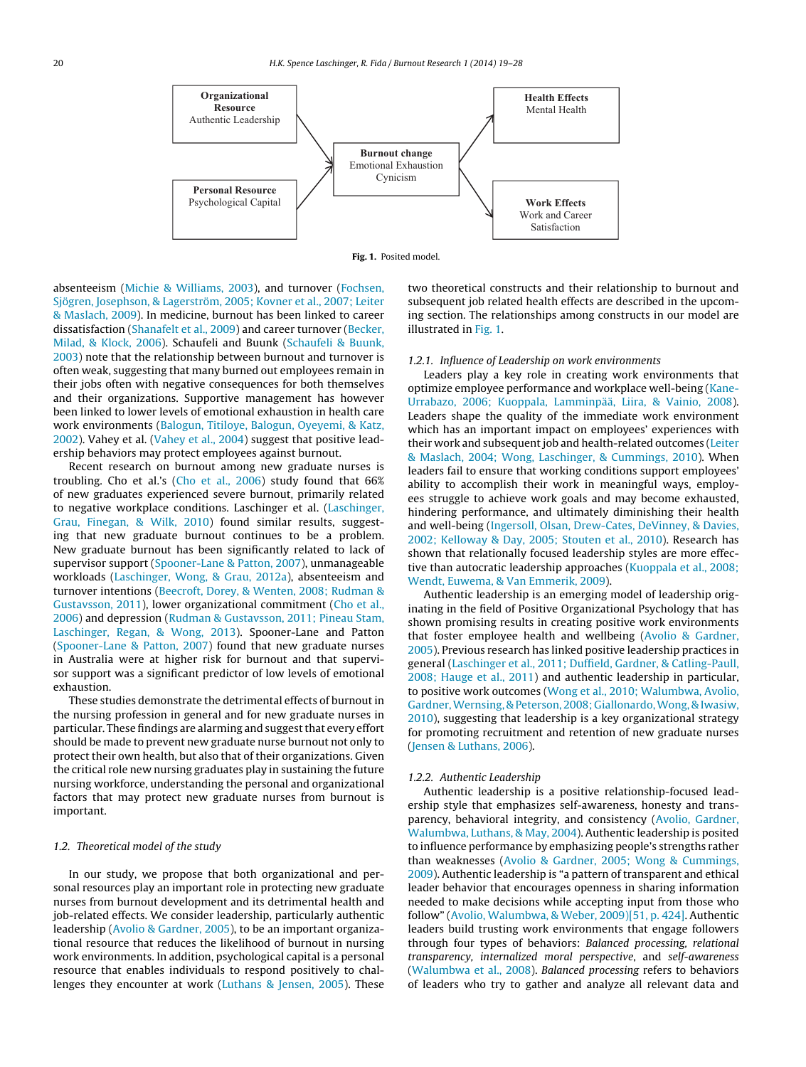Organizational Resource
Authentic Leadership

Personal Resource
Psychological Capital

Burnout change
Emotional Exhaustion
Cynicism

Health Effects
Mental Health

Work Effects
Work and Career Satisfaction

**Fig. 1.** Posited model.

absenteeism (Michie & Williams, 2003), and turnover (Fochsen, Sjögren, Josephson, & Lagerström, 2005; Kovner et al., 2007; Leiter & Maslach, 2009). In medicine, burnout has been linked to career dissatisfaction (Shanafelt et al., 2009) and career turnover (Becker, Milad, & Klock, 2006). Schaufeli and Buunk (Schaufeli & Buunk, 2003) note that the relationship between burnout and turnover is often weak, suggesting that many burned out employees remain in their jobs often with negative consequences for both themselves and their organizations. Supportive management has however been linked to lower levels of emotional exhaustion in health care work environments (Balogun, Titiloye, Balogun, Oyeyemi, & Katz, 2002). Vahey et al. (Vahey et al., 2004) suggest that positive leadership behaviors may protect employees against burnout.

Recent research on burnout among new graduate nurses is troubling. Cho et al.'s (Cho et al., 2006) study found that 66% of new graduates experienced severe burnout, primarily related to negative workplace conditions. Laschinger et al. (Laschinger, Grau, Finegan, & Wilk, 2010) found similar results, suggesting that new graduate burnout continues to be a problem. New graduate burnout has been significantly related to lack of supervisor support (Spooner-Lane & Patton, 2007), unmanageable workloads (Laschinger, Wong, & Grau, 2012a), absenteeism and turnover intentions (Beecroft, Dorey, & Wenten, 2008; Rudman & Gustavsson, 2011), lower organizational commitment (Cho et al., 2006) and depression (Rudman & Gustavsson, 2011; Pineau Stam, Laschinger, Regan, & Wong, 2013). Spooner-Lane and Patton (Spooner-Lane & Patton, 2007) found that new graduate nurses in Australia were at higher risk for burnout and that supervisor support was a significant predictor of low levels of emotional exhaustion.

These studies demonstrate the detrimental effects of burnout in the nursing profession in general and for new graduate nurses in particular. These findings are alarming and suggest that every effort should be made to prevent new graduate nurse burnout not only to protect their own health, but also that of their organizations. Given the critical role new nursing graduates play in sustaining the future nursing workforce, understanding the personal and organizational factors that may protect new graduate nurses from burnout is important.

### 1.2. Theoretical model of the study

In our study, we propose that both organizational and personal resources play an important role in protecting new graduate nurses from burnout development and its detrimental health and job-related effects. We consider leadership, particularly authentic leadership (Avolio & Gardner, 2005), to be an important organizational resource that reduces the likelihood of burnout in nursing work environments. In addition, psychological capital is a personal resource that enables individuals to respond positively to challenges they encounter at work (Luthans & Jensen, 2005). These two theoretical constructs and their relationship to burnout and subsequent job related health effects are described in the upcoming section. The relationships among constructs in our model are illustrated in Fig. 1.

#### 1.2.1. Influence of Leadership on work environments

Leaders play a key role in creating work environments that optimize employee performance and workplace well-being (Kane-Urrabazo, 2006; Kuoppala, Lamminpää, Liira, & Vainio, 2008). Leaders shape the quality of the immediate work environment which has an important impact on employees' experiences with their work and subsequent job and health-related outcomes (Leiter & Maslach, 2004; Wong, Laschinger, & Cummings, 2010). When leaders fail to ensure that working conditions support employees' ability to accomplish their work in meaningful ways, employees struggle to achieve work goals and may become exhausted, hindering performance, and ultimately diminishing their health and well-being (Ingersoll, Olsan, Drew-Cates, DeVinney, & Davies, 2002; Kelloway & Day, 2005; Stouten et al., 2010). Research has shown that relationally focused leadership styles are more effective than autocratic leadership approaches (Kuoppala et al., 2008; Wendt, Euwema, & Van Emmerik, 2009).

Authentic leadership is an emerging model of leadership originating in the field of Positive Organizational Psychology that has shown promising results in creating positive work environments that foster employee health and wellbeing (Avolio & Gardner, 2005). Previous research has linked positive leadership practices in general (Laschinger et al., 2011; Duffield, Gardner, & Catling-Paull, 2008; Hauge et al., 2011) and authentic leadership in particular, to positive work outcomes (Wong et al., 2010; Walumbwa, Avolio, Gardner, Wernsing, & Peterson, 2008; Giallonardo, Wong, & Iwasiw, 2010), suggesting that leadership is a key organizational strategy for promoting recruitment and retention of new graduate nurses (Jensen & Luthans, 2006).

#### 1.2.2. Authentic Leadership

Authentic leadership is a positive relationship-focused leadership style that emphasizes self-awareness, honesty and transparency, behavioral integrity, and consistency (Avolio, Gardner, Walumbwa, Luthans, & May, 2004). Authentic leadership is posited to influence performance by emphasizing people's strengths rather than weaknesses (Avolio & Gardner, 2005; Wong & Cummings, 2009). Authentic leadership is "a pattern of transparent and ethical leader behavior that encourages openness in sharing information needed to make decisions while accepting input from those who follow" (Avolio, Walumbwa, & Weber, 2009)[51, p. 424]. Authentic leaders build trusting work environments that engage followers through four types of behaviors: *Balanced processing, relational transparency, internalized moral perspective*, and *self-awareness* (Walumbwa et al., 2008). *Balanced processing* refers to behaviors of leaders who try to gather and analyze all relevant data and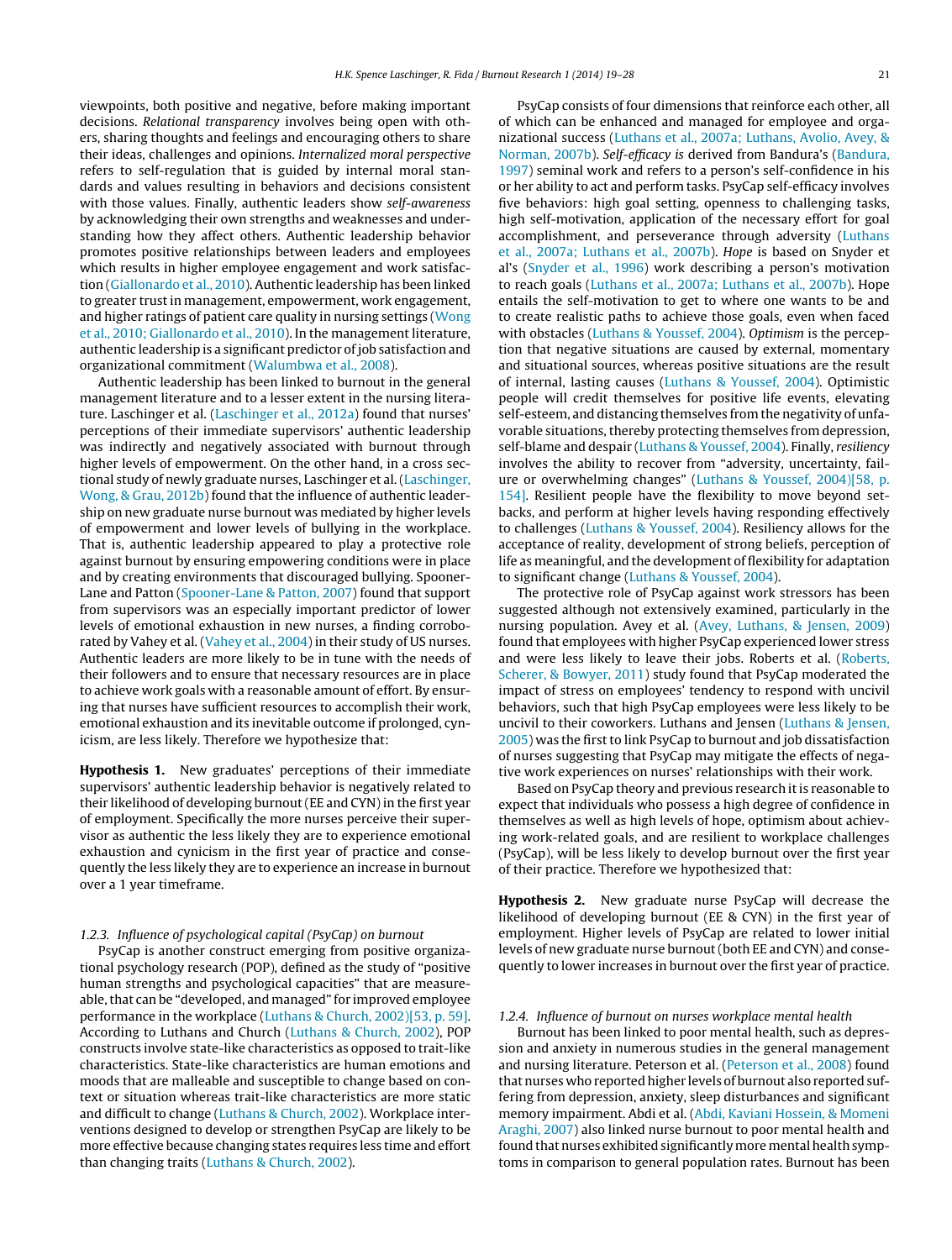viewpoints, both positive and negative, before making important decisions. *Relational transparency* involves being open with others, sharing thoughts and feelings and encouraging others to share their ideas, challenges and opinions. *Internalized moral perspective* refers to self-regulation that is guided by internal moral standards and values resulting in behaviors and decisions consistent with those values. Finally, authentic leaders show *self-awareness* by acknowledging their own strengths and weaknesses and understanding how they affect others. Authentic leadership behavior promotes positive relationships between leaders and employees which results in higher employee engagement and work satisfaction (Giallonardo et al., 2010). Authentic leadership has been linked to greater trust in management, empowerment, work engagement, and higher ratings of patient care quality in nursing settings (Wong et al., 2010; Giallonardo et al., 2010). In the management literature, authentic leadership is a significant predictor of job satisfaction and organizational commitment (Walumbwa et al., 2008).

Authentic leadership has been linked to burnout in the general management literature and to a lesser extent in the nursing literature. Laschinger et al. (Laschinger et al., 2012a) found that nurses' perceptions of their immediate supervisors' authentic leadership was indirectly and negatively associated with burnout through higher levels of empowerment. On the other hand, in a cross sectional study of newly graduate nurses, Laschinger et al. (Laschinger, Wong, & Grau, 2012b) found that the influence of authentic leadership on new graduate nurse burnout was mediated by higher levels of empowerment and lower levels of bullying in the workplace. That is, authentic leadership appeared to play a protective role against burnout by ensuring empowering conditions were in place and by creating environments that discouraged bullying. Spooner-Lane and Patton (Spooner-Lane & Patton, 2007) found that support from supervisors was an especially important predictor of lower levels of emotional exhaustion in new nurses, a finding corroborated by Vahey et al. (Vahey et al., 2004) in their study of US nurses. Authentic leaders are more likely to be in tune with the needs of their followers and to ensure that resources are in place to achieve work goals with a reasonable amount of effort. By ensuring that nurses have sufficient resources to accomplish their work, emotional exhaustion and its inevitable outcome if prolonged, cynicism, are less likely. Therefore we hypothesize that:

**Hypothesis 1.** New graduates' perceptions of their immediate supervisors' authentic leadership behavior is negatively related to their likelihood of developing burnout (EE and CYN) in the first year of employment. Specifically the more nurses perceive their supervisor as authentic the less likely they are to experience emotional exhaustion and cynicism in the first year of practice and consequently the less likely they are to experience an increase in burnout over a 1 year timeframe.

### 1.2.3. Influence of psychological capital (PsyCap) on burnout

PsyCap is another construct emerging from positive organizational psychology research (POP), defined as the study of "positive human strengths and psychological capacities" that are measureable, that can be "developed, and managed" for improved employee performance in the workplace (Luthans & Church, 2002)[53, p. 59]. According to Luthans and Church (Luthans & Church, 2002), POP constructs involve state-like characteristics as opposed to trait-like characteristics. State-like characteristics are human emotions and moods that are malleable and susceptible to change based on context or situation whereas trait-like characteristics are more static and difficult to change (Luthans & Church, 2002). Workplace interventions designed to develop or strengthen PsyCap are likely to be more effective because changing states requires less time and effort than changing traits (Luthans & Church, 2002).

PsyCap consists of four dimensions that reinforce each other, all of which can be enhanced and managed for employee and organizational success (Luthans et al., 2007a; Luthans, Avolio, Avey, & Norman, 2007b). *Self-efficacy is* derived from Bandura's (Bandura, 1997) seminal work and refers to a person's self-confidence in his or her ability to act and perform tasks. PsyCap self-efficacy involves five behaviors: high goal setting, openness to challenging tasks, high self-motivation, application of the necessary effort for goal accomplishment, and perseverance through adversity (Luthans et al., 2007a; Luthans et al., 2007b). *Hope* is based on Snyder et al's (Snyder et al., 1996) work describing a person's motivation to reach goals (Luthans et al., 2007a; Luthans et al., 2007b). Hope entails the self-motivation to get to where one wants to be and to create realistic paths to achieve those goals, even when faced with obstacles (Luthans & Youssef, 2004). *Optimism* is the perception that negative situations are caused by external, momentary and situational sources, whereas positive situations are the result of internal, lasting causes (Luthans & Youssef, 2004). Optimistic people will credit themselves for positive life events, elevating self-esteem, and distancing themselves from the negativity of unfavorable situations, thereby protecting themselves from depression, self-blame and despair (Luthans & Youssef, 2004). Finally, *resiliency* involves the ability to recover from "adversity, uncertainty, failure or overwhelming changes" (Luthans & Youssef, 2004)[58, p. 154]. Resilient people have the flexibility to move beyond setbacks, and perform at higher levels having responding effectively to challenges (Luthans & Youssef, 2004). Resiliency allows for the acceptance of reality, development of strong beliefs, perception of life as meaningful, and the development of flexibility for adaptation to significant change (Luthans & Youssef, 2004).

The protective role of PsyCap against work stressors has been suggested although not extensively examined, particularly in the nursing population. Avey et al. (Avey, Luthans, & Jensen, 2009) found that employees with higher PsyCap experienced lower stress and were less likely to leave their jobs. Roberts et al. (Roberts, Scherer, & Bowyer, 2011) study found that PsyCap moderated the impact of stress on employees' tendency to respond with uncivil behaviors, such that high PsyCap employees were less likely to be uncivil to their coworkers. Luthans and Jensen (Luthans & Jensen, 2005) was the first to link PsyCap to burnout and job dissatisfaction of nurses suggesting that PsyCap may mitigate the effects of negative work experiences on nurses' relationships with their work.

Based on PsyCap theory and previous research it is reasonable to expect that individuals who possess a high degree of confidence in themselves as well as high levels of hope, optimism about achieving work-related goals, and are resilient to workplace challenges (PsyCap), will be less likely to develop burnout over the first year of their practice. Therefore we hypothesized that:

**Hypothesis 2.** New graduate nurse PsyCap will decrease the likelihood of developing burnout (EE & CYN) in the first year of employment. Higher levels of PsyCap are related to lower initial levels of new graduate nurse burnout (both EE and CYN) and consequently to lower increases in burnout over the first year of practice.

### 1.2.4. Influence of burnout on nurses workplace mental health

Burnout has been linked to poor mental health, such as depression and anxiety in numerous studies in the general management and nursing literature. Peterson et al. (Peterson et al., 2008) found that nurses who reported higher levels of burnout also reported suffering from depression, anxiety, sleep disturbances and significant memory impairment. Abdi et al. (Abdi, Kaviani Hossein, & Momeni Araghi, 2007) also linked nurse burnout to poor mental health and found that nurses exhibited significantly more mental health symptoms in comparison to general population rates. Burnout has been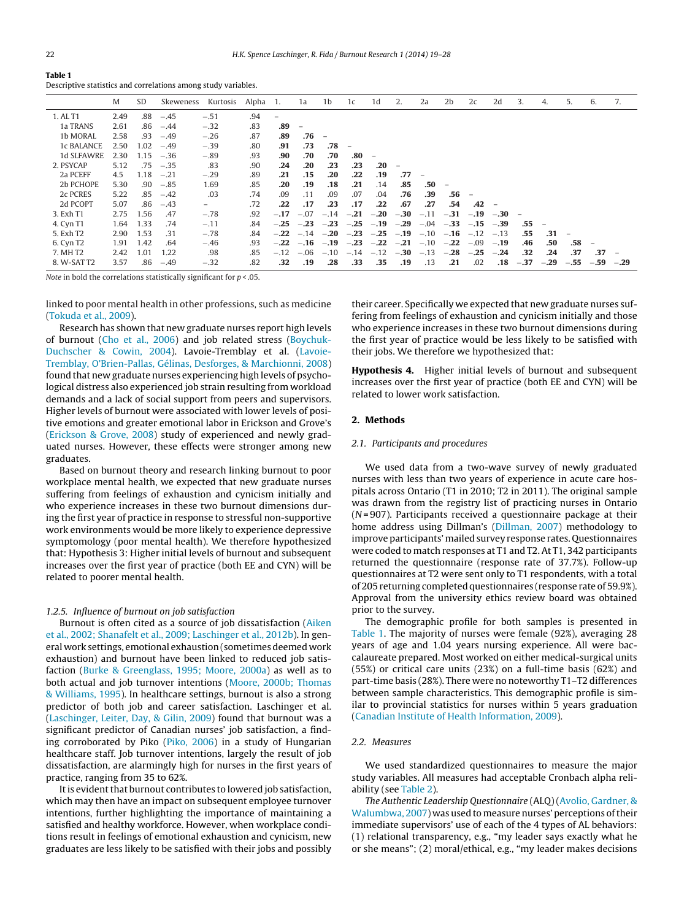**Table 1**
Descriptive statistics and correlations among study variables.

| | M | SD | Skeweness | Kurtosis | Alpha | 1. | 1a | 1b | 1c | 1d | 2. | 2a | 2b | 2c | 2d | 3. | 4. | 5. | 6. | 7. |
|---|---|---|---|---|---|---|---|---|---|---|---|---|---|---|---|---|---|---|---|---|
| 1. AL T1 | 2.49 | .88 | −.45 | −.51 | .94 | – | | | | | | | | | | | | | | |
| 1a TRANS | 2.61 | .86 | −.44 | −.32 | .83 | **.89** | – | | | | | | | | | | | | | |
| 1b MORAL | 2.58 | .93 | −.49 | −.26 | .87 | **.89** | **.76** | – | | | | | | | | | | | | |
| 1c BALANCE | 2.50 | 1.02 | −.49 | −.39 | .80 | **.91** | **.73** | **.78** | – | | | | | | | | | | | |
| 1d SLFAWRE | 2.30 | 1.15 | −.36 | −.89 | .93 | **.90** | **.70** | **.70** | **.80** | – | | | | | | | | | | |
| 2. PSYCAP | 5.12 | .75 | −.35 | .83 | .90 | **.24** | **.20** | **.23** | **.23** | **.20** | – | | | | | | | | | |
| 2a PCEFF | 4.5 | 1.18 | −.21 | −.29 | .89 | **.21** | **.15** | **.20** | **.22** | **.19** | **.77** | – | | | | | | | | |
| 2b PCHOPE | 5.30 | .90 | −.85 | 1.69 | .85 | **.20** | **.19** | **.18** | **.21** | .14 | **.85** | **.50** | – | | | | | | | |
| 2c PCRES | 5.22 | .85 | −.42 | .03 | .74 | .09 | .11 | .09 | .07 | .04 | **.76** | **.39** | **.56** | – | | | | | | |
| 2d PCOPT | 5.07 | .86 | −.43 | – | .72 | **.22** | **.17** | **.23** | **.17** | **.22** | **.67** | **.27** | **.54** | **.42** | – | | | | | |
| 3. Exh T1 | 2.75 | 1.56 | .47 | −.78 | .92 | **−.17** | −.07 | −.14 | **−.21** | **−.20** | **−.30** | −.11 | **−.31** | **−.19** | **−.30** | – | | | | |
| 4. Cyn T1 | 1.64 | 1.33 | .74 | −.11 | .84 | **−.25** | **−.23** | **−.23** | **−.25** | **−.19** | **−.29** | −.04 | **−.33** | **−.15** | **−.39** | **.55** | – | | | |
| 5. Exh T2 | 2.90 | 1.53 | .31 | −.78 | .84 | **−.22** | −.14 | **−.20** | **−.23** | **−.25** | **−.19** | −.10 | **−.16** | −.12 | −.13 | **.55** | **.31** | – | | |
| 6. Cyn T2 | 1.91 | 1.42 | .64 | −.46 | .93 | **−.22** | **−.16** | **−.19** | **−.23** | **−.22** | **−.21** | −.10 | **−.22** | −.09 | **−.19** | **.46** | **.50** | **.58** | – | |
| 7. MH T2 | 2.42 | 1.01 | 1.22 | .98 | .85 | −.12 | −.06 | −.10 | −.14 | −.12 | **−.30** | −.13 | **−.28** | **−.25** | **−.24** | **.32** | **.24** | **.37** | **.37** | – |
| 8. W-SAT T2 | 3.57 | .86 | −.49 | −.32 | .82 | **.32** | **.19** | **.28** | **.33** | **.35** | **.19** | .13 | **.21** | .02 | **.18** | **−.37** | **−.29** | **−.55** | **−.59** | **−.29** |

*Note* in bold the correlations statistically significant for $p < .05$.

linked to poor mental health in other professions, such as medicine (Tokuda et al., 2009).

Research has shown that new graduate nurses report high levels of burnout (Cho et al., 2006) and job related stress (Boychuk-Duchscher & Cowin, 2004). Lavoie-Tremblay et al. (Lavoie-Tremblay, O'Brien-Pallas, Gélinas, Desforges, & Marchionni, 2008) found that new graduate nurses experiencing high levels of psychological distress also experienced job strain resulting from workload demands and a lack of social support from peers and supervisors. Higher levels of burnout were associated with lower levels of positive emotions and greater emotional labor in Erickson and Grove's (Erickson & Grove, 2008) study of experienced and newly graduated nurses. However, these effects were stronger among new graduates.

Based on burnout theory and research linking burnout to poor workplace mental health, we expected that new graduate nurses suffering from feelings of exhaustion and cynicism initially and who experience increases in these two burnout dimensions during the first year of practice in response to stressful non-supportive work environments would be more likely to experience depressive symptomology (poor mental health). We therefore hypothesized that: Hypothesis 3: Higher initial levels of burnout and subsequent increases over the first year of practice (both EE and CYN) will be related to poorer mental health.

#### 1.2.5. Influence of burnout on job satisfaction

Burnout is often cited as a source of job dissatisfaction (Aiken et al., 2002; Shanafelt et al., 2009; Laschinger et al., 2012b). In general work settings, emotional exhaustion (sometimes deemed work exhaustion) and burnout have been linked to reduced job satisfaction (Burke & Greenglass, 1995; Moore, 2000a) as well as to both actual and job turnover intentions (Moore, 2000b; Thomas & Williams, 1995). In healthcare settings, burnout is also a strong predictor of both job and career satisfaction. Laschinger et al. (Laschinger, Leiter, Day, & Gilin, 2009) found that burnout was a significant predictor of Canadian nurses' job satisfaction, a finding corroborated by Piko (Piko, 2006) in a study of Hungarian healthcare staff. Job turnover intentions, largely the result of job dissatisfaction, are alarmingly high for nurses in the first years of practice, ranging from 35 to 62%.

It is evident that burnout contributes to lowered job satisfaction, which may then have an impact on subsequent employee turnover intentions, further highlighting the importance of maintaining a satisfied and healthy workforce. However, when workplace conditions result in feelings of emotional exhaustion and cynicism, new graduates are less likely to be satisfied with their jobs and possibly their career. Specifically we expected that new graduate nurses suffering from feelings of exhaustion and cynicism initially and those who experience increases in these two burnout dimensions during the first year of practice would be less likely to be satisfied with their jobs. We therefore we hypothesized that:

**Hypothesis 4.** Higher initial levels of burnout and subsequent increases over the first year of practice (both EE and CYN) will be related to lower work satisfaction.

## 2. Methods

### 2.1. Participants and procedures

We used data from a two-wave survey of newly graduated nurses with less than two years of experience in acute care hospitals across Ontario (T1 in 2010; T2 in 2011). The original sample was drawn from the registry list of practicing nurses in Ontario ($N = 907$). Participants received a questionnaire package at their home address using Dillman's (Dillman, 2007) methodology to improve participants' mailed survey response rates. Questionnaires were coded to match responses at T1 and T2. At T1, 342 participants returned the questionnaire (response rate of 37.7%). Follow-up questionnaires at T2 were sent only to T1 respondents, with a total of 205 returning completed questionnaires (response rate of 59.9%). Approval from the university ethics review board was obtained prior to the survey.

The demographic profile for both samples is presented in Table 1. The majority of nurses were female (92%), averaging 28 years of age and 1.04 years nursing experience. All were baccalaureate prepared. Most worked on either medical-surgical units (55%) or critical care units (23%) on a full-time basis (62%) and part-time basis (28%). There were no noteworthy T1–T2 differences between sample characteristics. This demographic profile is similar to provincial statistics for nurses within 5 years graduation (Canadian Institute of Health Information, 2009).

### 2.2. Measures

We used standardized questionnaires to measure the major study variables. All measures had acceptable Cronbach alpha reliability (see Table 2).

*The Authentic Leadership Questionnaire* (ALQ) (Avolio, Gardner, & Walumbwa, 2007) was used to measure nurses' perceptions of their immediate supervisors' use of each of the 4 types of AL behaviors: (1) relational transparency, e.g., "my leader says exactly what he or she means"; (2) moral/ethical, e.g., "my leader makes decisions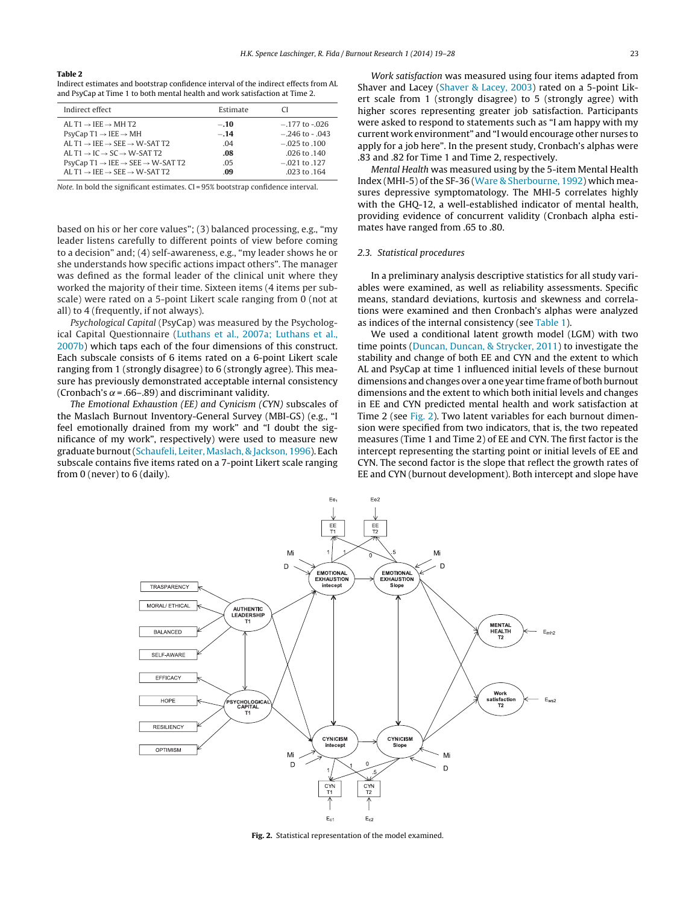**Table 2**
Indirect estimates and bootstrap confidence interval of the indirect effects from AL and PsyCap at Time 1 to both mental health and work satisfaction at Time 2.

| Indirect effect | Estimate | CI |
|---|---|---|
| AL T1 → IEE → MH T2 | **−.10** | −.177 to -.026 |
| PsyCap T1 → IEE → MH | **−.14** | −.246 to - .043 |
| AL T1 → IEE → SEE → W-SAT T2 | .04 | −.025 to .100 |
| AL T1 → IC → SC → W-SAT T2 | **.08** | .026 to .140 |
| PsyCap T1 → IEE → SEE → W-SAT T2 | .05 | −.021 to .127 |
| AL T1 → IEE → SEE → W-SAT T2 | **.09** | .023 to .164 |

*Note.* In bold the significant estimates. CI = 95% bootstrap confidence interval.

based on his or her core values"; (3) balanced processing, e.g., "my leader listens carefully to different points of view before coming to a decision" and; (4) self-awareness, e.g., "my leader shows he or she understands how specific actions impact others". The manager was defined as the formal leader of the clinical unit where they worked the majority of their time. Sixteen items (4 items per subscale) were rated on a 5-point Likert scale ranging from 0 (not at all) to 4 (frequently, if not always).

*Psychological Capital* (PsyCap) was measured by the Psychological Capital Questionnaire (Luthans et al., 2007a; Luthans et al., 2007b) which taps each of the four dimensions of this construct. Each subscale consists of 6 items rated on a 6-point Likert scale ranging from 1 (strongly disagree) to 6 (strongly agree). This measure has previously demonstrated acceptable internal consistency (Cronbach's $\alpha$ = .66–.89) and discriminant validity.

*The Emotional Exhaustion (EE) and Cynicism (CYN)* subscales of the Maslach Burnout Inventory-General Survey (MBI-GS) (e.g., "I feel emotionally drained from my work" and "I doubt the significance of my work", respectively) were used to measure new graduate burnout (Schaufeli, Leiter, Maslach, & Jackson, 1996). Each subscale contains five items rated on a 7-point Likert scale ranging from 0 (never) to 6 (daily).

*Work satisfaction* was measured using four items adapted from Shaver and Lacey (Shaver & Lacey, 2003) rated on a 5-point Likert scale from 1 (strongly disagree) to 5 (strongly agree) with higher scores representing greater job satisfaction. Participants were asked to respond to statements such as "I am happy with my current work environment" and "I would encourage other nurses to apply for a job here". In the present study, Cronbach's alphas were .83 and .82 for Time 1 and Time 2, respectively.

*Mental Health* was measured using by the 5-item Mental Health Index (MHI-5) of the SF-36 (Ware & Sherbourne, 1992) which measures depressive symptomatology. The MHI-5 correlates highly with the GHQ-12, a well-established indicator of mental health, providing evidence of concurrent validity (Cronbach alpha estimates have ranged from .65 to .80.

### 2.3. Statistical procedures

In a preliminary analysis descriptive statistics for all study variables were examined, as well as reliability assessments. Specific means, standard deviations, kurtosis and skewness and correlations were examined and then Cronbach's alphas were analyzed as indices of the internal consistency (see Table 1).

We used a conditional latent growth model (LGM) with two time points (Duncan, Duncan, & Strycker, 2011) to investigate the stability and change of both EE and CYN and the extent to which AL and PsyCap at time 1 influenced initial levels of these burnout dimensions and changes over a one year time frame of both burnout dimensions and the extent to which both initial levels and changes in EE and CYN predicted mental health and work satisfaction at Time 2 (see Fig. 2). Two latent variables for each burnout dimension were specified from two indicators, that is, the two repeated measures (Time 1 and Time 2) of EE and CYN. The first factor is the intercept representing the starting point or initial levels of EE and CYN. The second factor is the slope that reflect the growth rates of EE and CYN (burnout development). Both intercept and slope have

**Fig. 2.** Statistical representation of the model examined.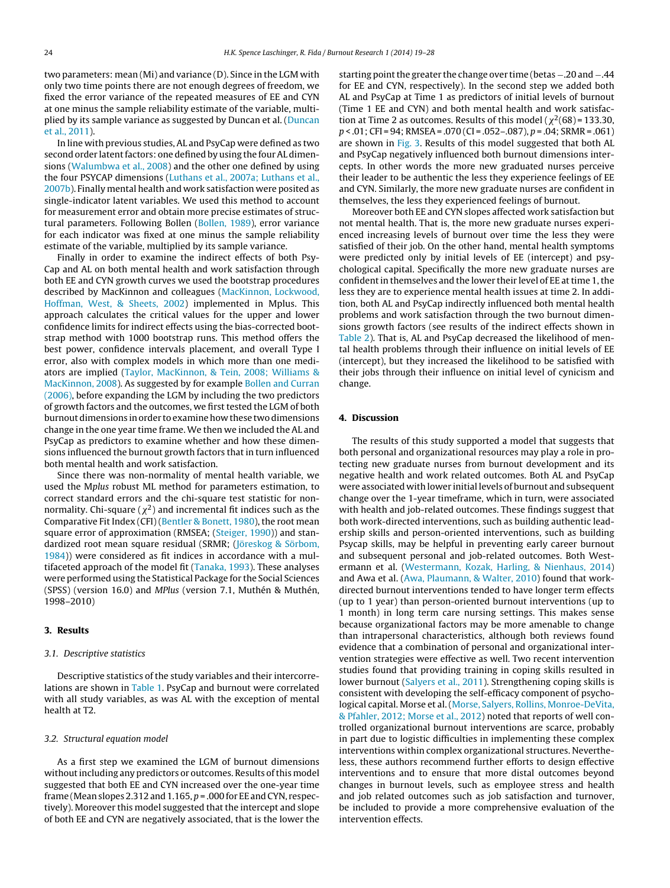two parameters: mean (Mi) and variance (D). Since in the LGM with only two time points there are not enough degrees of freedom, we fixed the error variance of the repeated measures of EE and CYN at one minus the sample reliability estimate of the variable, multiplied by its sample variance as suggested by Duncan et al. (Duncan et al., 2011).

In line with previous studies, AL and PsyCap were defined as two second order latent factors: one defined by using the four AL dimensions (Walumbwa et al., 2008) and the other one defined by using the four PSYCAP dimensions (Luthans et al., 2007a; Luthans et al., 2007b). Finally mental health and work satisfaction were posited as single-indicator latent variables. We used this method to account for measurement error and obtain more precise estimates of structural parameters. Following Bollen (Bollen, 1989), error variance for each indicator was fixed at one minus the sample reliability estimate of the variable, multiplied by its sample variance.

Finally in order to examine the indirect effects of both PsyCap and AL on both mental health and work satisfaction through both EE and CYN growth curves we used the bootstrap procedures described by MacKinnon and colleagues (MacKinnon, Lockwood, Hoffman, West, & Sheets, 2002) implemented in Mplus. This approach calculates the critical values for the upper and lower confidence limits for indirect effects using the bias-corrected bootstrap method with 1000 bootstrap runs. This method offers the best power, confidence intervals placement, and overall Type I error, also with complex models in which more than one mediators are implied (Taylor, MacKinnon, & Tein, 2008; Williams & MacKinnon, 2008). As suggested by for example Bollen and Curran (2006), before expanding the LGM by including the two predictors of growth factors and the outcomes, we first tested the LGM of both burnout dimensions in order to examine how these two dimensions change in the one year time frame. We then we included the AL and PsyCap as predictors to examine whether and how these dimensions influenced the burnout growth factors that in turn influenced both mental health and work satisfaction.

Since there was non-normality of mental health variable, we used the M*plus* robust ML method for parameters estimation, to correct standard errors and the chi-square test statistic for non-normality. Chi-square ($\chi^2$) and incremental fit indices such as the Comparative Fit Index (CFI) (Bentler & Bonett, 1980), the root mean square error of approximation (RMSEA; (Steiger, 1990)) and standardized root mean square residual (SRMR; (Jöreskog & Sörbom, 1984)) were considered as fit indices in accordance with a multifaceted approach of the model fit (Tanaka, 1993). These analyses were performed using the Statistical Package for the Social Sciences (SPSS) (version 16.0) and *MPlus* (version 7.1, Muthén & Muthén, 1998–2010)

## 3. Results

### 3.1. Descriptive statistics

Descriptive statistics of the study variables and their intercorrelations are shown in Table 1. PsyCap and burnout were correlated with all study variables, as was AL with the exception of mental health at T2.

### 3.2. Structural equation model

As a first step we examined the LGM of burnout dimensions without including any predictors or outcomes. Results of this model suggested that both EE and CYN increased over the one-year time frame (Mean slopes 2.312 and 1.165, $p = .000$ for EE and CYN, respectively). Moreover this model suggested that the intercept and slope of both EE and CYN are negatively associated, that is the lower the starting point the greater the change over time (betas −.20 and −.44 for EE and CYN, respectively). In the second step we added both AL and PsyCap at Time 1 as predictors of initial levels of burnout (Time 1 EE and CYN) and both mental health and work satisfaction at Time 2 as outcomes. Results of this model ($\chi^2(68) = 133.30$, $p < .01$; CFI = 94; RMSEA = .070 (CI = .052–.087), $p = .04$; SRMR = .061) are shown in Fig. 3. Results of this model suggested that both AL and PsyCap negatively influenced both burnout dimensions intercepts. In other words the more new graduated nurses perceive their leader to be authentic the less they experience feelings of EE and CYN. Similarly, the more new graduate nurses are confident in themselves, the less they experienced feelings of burnout.

Moreover both EE and CYN slopes affected work satisfaction but not mental health. That is, the more new graduate nurses experienced increasing levels of burnout over time the less they were satisfied of their job. On the other hand, mental health symptoms were predicted only by initial levels of EE (intercept) and psychological capital. Specifically the more new graduate nurses are confident in themselves and the lower their level of EE at time 1, the less they are to experience mental health issues at time 2. In addition, both AL and PsyCap indirectly influenced both mental health problems and work satisfaction through the two burnout dimensions growth factors (see results of the indirect effects shown in Table 2). That is, AL and PsyCap decreased the likelihood of mental health problems through their influence on initial levels of EE (intercept), but they increased the likelihood to be satisfied with their jobs through their influence on initial level of cynicism and change.

## 4. Discussion

The results of this study supported a model that suggests that both personal and organizational resources may play a role in protecting new graduate nurses from burnout development and its negative health and work related outcomes. Both AL and PsyCap were associated with lower initial levels of burnout and subsequent change over the 1-year timeframe, which in turn, were associated with health and job-related outcomes. These findings suggest that both work-directed interventions, such as building authentic leadership skills and person-oriented interventions, such as building Psycap skills, may be helpful in preventing early career burnout and subsequent personal and job-related outcomes. Both Westermann et al. (Westermann, Kozak, Harling, & Nienhaus, 2014) and Awa et al. (Awa, Plaumann, & Walter, 2010) found that work-directed burnout interventions tended to have longer term effects (up to 1 year) than person-oriented burnout interventions (up to 1 month) in long term care nursing settings. This makes sense because organizational factors may be more amenable to change than intrapersonal characteristics, although both reviews found evidence that a combination of personal and organizational intervention strategies were effective as well. Two recent intervention studies found that providing training in coping skills resulted in lower burnout (Salyers et al., 2011). Strengthening coping skills is consistent with developing the self-efficacy component of psychological capital. Morse et al. (Morse, Salyers, Rollins, Monroe-DeVita, & Pfahler, 2012; Morse et al., 2012) noted that reports of well controlled organizational burnout interventions are scarce, probably in part due to logistic difficulties in implementing these complex interventions within complex organizational structures. Nevertheless, these authors recommend further efforts to design effective interventions and to ensure that more distal outcomes beyond changes in burnout levels, such as employee stress and health and job related outcomes such as job satisfaction and turnover, be included to provide a more comprehensive evaluation of the intervention effects.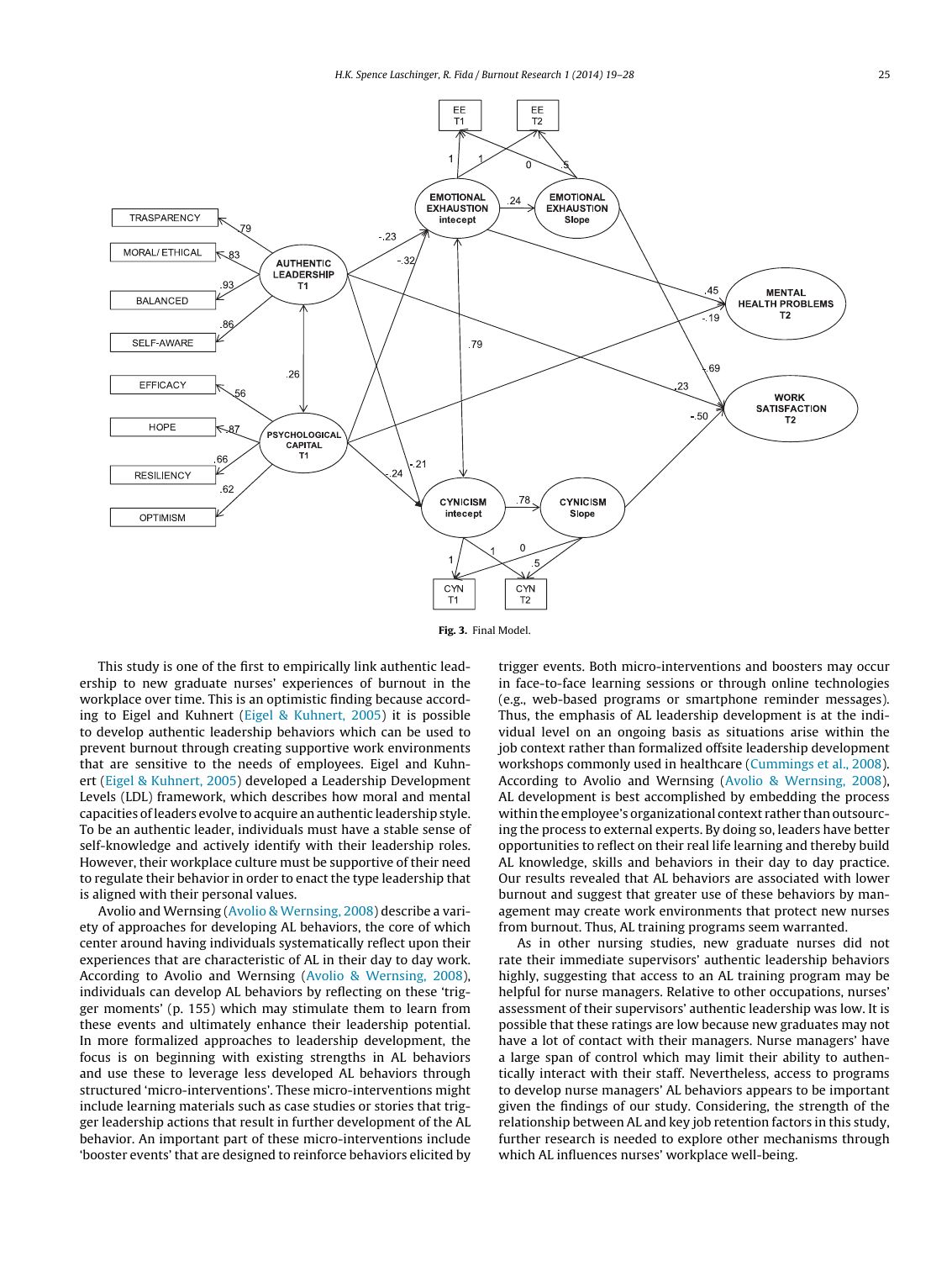**Fig. 3.** Final Model.

This study is one of the first to empirically link authentic leadership to new graduate nurses' experiences of burnout in the workplace over time. This is an optimistic finding because according to Eigel and Kuhnert (Eigel & Kuhnert, 2005) it is possible to develop authentic leadership behaviors which can be used to prevent burnout through creating supportive work environments that are sensitive to the needs of employees. Eigel and Kuhnert (Eigel & Kuhnert, 2005) developed a Leadership Development Levels (LDL) framework, which describes how moral and mental capacities of leaders evolve to acquire an authentic leadership style. To be an authentic leader, individuals must have a stable sense of self-knowledge and actively identify with their leadership roles. However, their workplace culture must be supportive of their need to regulate their behavior in order to enact the type leadership that is aligned with their personal values.

Avolio and Wernsing (Avolio & Wernsing, 2008) describe a variety of approaches for developing AL behaviors, the core of which center around having individuals systematically reflect upon their experiences that are characteristic of AL in their day to day work. According to Avolio and Wernsing (Avolio & Wernsing, 2008), individuals can develop AL behaviors by reflecting on these 'trigger moments' (p. 155) which may stimulate them to learn from these events and ultimately enhance their leadership potential. In more formalized approaches to leadership development, the focus is on beginning with existing strengths in AL behaviors and use these to leverage less developed AL behaviors through structured 'micro-interventions'. These micro-interventions might include learning materials such as case studies or stories that trigger leadership actions that result in further development of the AL behavior. An important part of these micro-interventions include 'booster events' that are designed to reinforce behaviors elicited by trigger events. Both micro-interventions and boosters may occur in face-to-face learning sessions or through online technologies (e.g., web-based programs or smartphone reminder messages). Thus, the emphasis of AL leadership development is at the individual level on an ongoing basis as situations arise within the job context rather than formalized offsite leadership development workshops commonly used in healthcare (Cummings et al., 2008). According to Avolio and Wernsing (Avolio & Wernsing, 2008), AL development is best accomplished by embedding the process within the employee's organizational context rather than outsourcing the process to external experts. By doing so, leaders have better opportunities to reflect on their real life learning and thereby build AL knowledge, skills and behaviors in their day to day practice. Our results revealed that AL behaviors are associated with lower burnout and suggest that greater use of these behaviors by management may create work environments that protect new nurses from burnout. Thus, AL training programs seem warranted.

As in other nursing studies, new graduate nurses did not rate their immediate supervisors' authentic leadership behaviors highly, suggesting that access to an AL training program may be helpful for nurse managers. Relative to other occupations, nurses' assessment of their supervisors' authentic leadership was low. It is possible that these ratings are low because new graduates may not have a lot of contact with their managers. Nurse managers' have a large span of control which may limit their ability to authentically interact with their staff. Nevertheless, access to programs to develop nurse managers' AL behaviors appears to be important given the findings of our study. Considering, the strength of the relationship between AL and key job retention factors in this study, further research is needed to explore other mechanisms through which AL influences nurses' workplace well-being.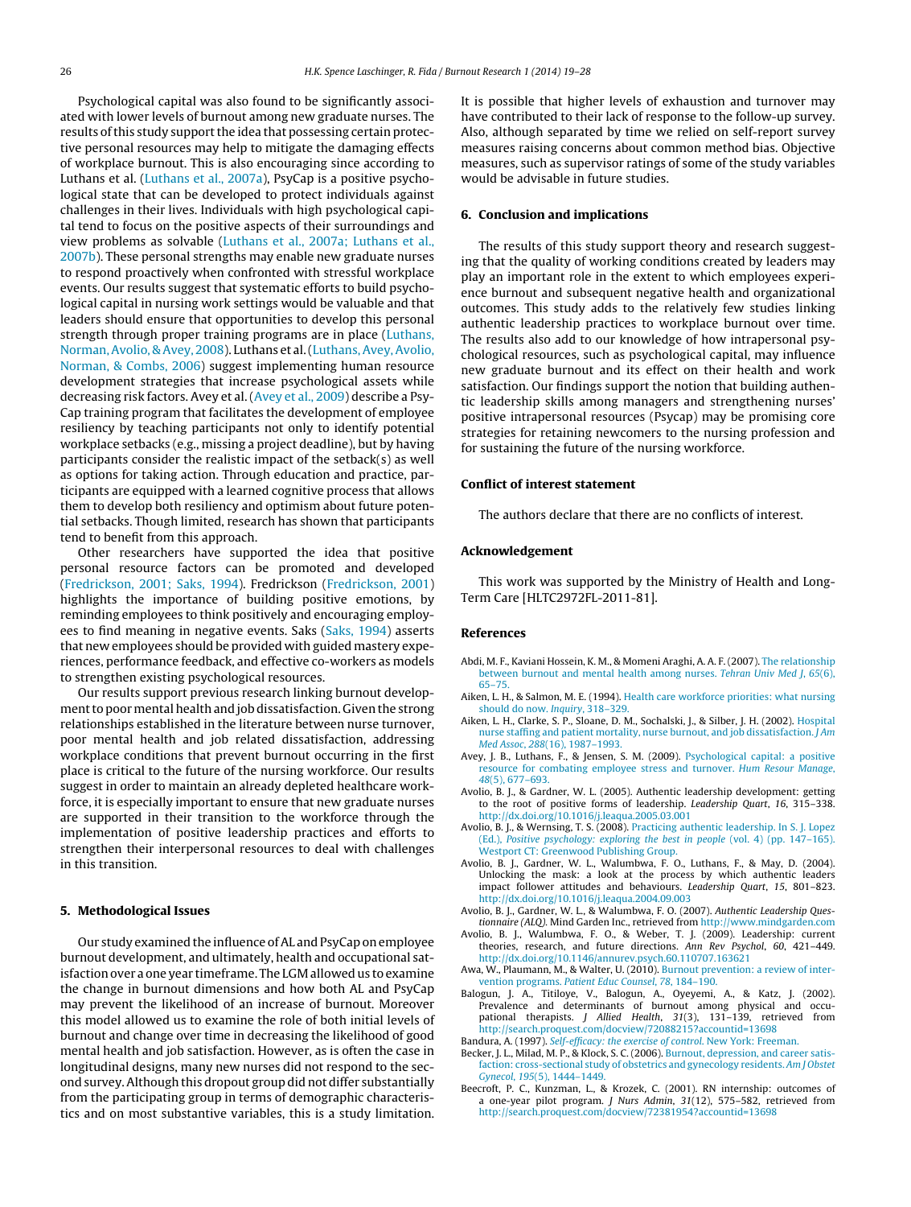Psychological capital was also found to be significantly associated with lower levels of burnout among new graduate nurses. The results of this study support the idea that possessing certain protective personal resources may help to mitigate the damaging effects of workplace burnout. This is also encouraging since according to Luthans et al. (Luthans et al., 2007a), PsyCap is a positive psychological state that can be developed to protect individuals against challenges in their lives. Individuals with high psychological capital tend to focus on the positive aspects of their surroundings and view problems as solvable (Luthans et al., 2007a; Luthans et al., 2007b). These personal strengths may enable new graduate nurses to respond proactively when confronted with stressful workplace events. Our results suggest that systematic efforts to build psychological capital in nursing work settings would be valuable and that leaders should ensure that opportunities to develop this personal strength through proper training programs are in place (Luthans, Norman, Avolio, & Avey, 2008). Luthans et al. (Luthans, Avey, Avolio, Norman, & Combs, 2006) suggest implementing human resource development strategies that increase psychological assets while decreasing risk factors. Avey et al. (Avey et al., 2009) describe a PsyCap training program that facilitates the development of employee resiliency by teaching participants not only to identify potential workplace setbacks (e.g., missing a project deadline), but by having participants consider the realistic impact of the setback(s) as well as options for taking action. Through education and practice, participants are equipped with a learned cognitive process that allows them to develop both resiliency and optimism about future potential setbacks. Though limited, research has shown that participants tend to benefit from this approach.

Other researchers have supported the idea that positive personal resource factors can be promoted and developed (Fredrickson, 2001; Saks, 1994). Fredrickson (Fredrickson, 2001) highlights the importance of building positive emotions, by reminding employees to think positively and encouraging employees to find meaning in negative events. Saks (Saks, 1994) asserts that new employees should be provided with guided mastery experiences, performance feedback, and effective co-workers as models to strengthen existing psychological resources.

Our results support previous research linking burnout development to poor mental health and job dissatisfaction. Given the strong relationships established in the literature between nurse turnover, poor mental health and job related dissatisfaction, addressing workplace conditions that prevent burnout occurring in the first place is critical to the future of the nursing workforce. Our results suggest in order to maintain an already depleted healthcare workforce, it is especially important to ensure that new graduate nurses are supported in their transition to the workforce through the implementation of positive leadership practices and efforts to strengthen their interpersonal resources to deal with challenges in this transition.

## 5. Methodological Issues

Our study examined the influence of AL and PsyCap on employee burnout development, and ultimately, health and occupational satisfaction over a one year timeframe. The LGM allowed us to examine the change in burnout dimensions and how both AL and PsyCap may prevent the likelihood of an increase of burnout. Moreover this model allowed us to examine the role of both initial levels of burnout and change over time in decreasing the likelihood of good mental health and job satisfaction. However, as is often the case in longitudinal designs, many new nurses did not respond to the second survey. Although this dropout group did not differ substantially from the participating group in terms of demographic characteristics and on most substantive variables, this is a study limitation. It is possible that higher levels of exhaustion and turnover may have contributed to their lack of response to the follow-up survey. Also, although separated by time we relied on self-report survey measures raising concerns about common method bias. Objective measures, such as supervisor ratings of some of the study variables would be advisable in future studies.

## 6. Conclusion and implications

The results of this study support theory and research suggesting that the quality of working conditions created by leaders may play an important role in the extent to which employees experience burnout and subsequent negative health and organizational outcomes. This study adds to the relatively few studies linking authentic leadership practices to workplace burnout over time. The results also add to our knowledge of how intrapersonal psychological resources, such as psychological capital, may influence new graduate burnout and its effect on their health and work satisfaction. Our findings support the notion that building authentic leadership skills among managers and strengthening nurses' positive intrapersonal resources (Psycap) may be promising core strategies for retaining newcomers to the nursing profession and for sustaining the future of the nursing workforce.

## Conflict of interest statement

The authors declare that there are no conflicts of interest.

## Acknowledgement

This work was supported by the Ministry of Health and Long-Term Care [HLTC2972FL-2011-81].

## References

Abdi, M. F., Kaviani Hossein, K. M., & Momeni Araghi, A. A. F. (2007). The relationship between burnout and mental health among nurses. *Tehran Univ Med J*, *65*(6), 65–75.

Aiken, L. H., & Salmon, M. E. (1994). Health care workforce priorities: what nursing should do now. *Inquiry*, 318–329.

Aiken, L. H., Clarke, S. P., Sloane, D. M., Sochalski, J., & Silber, J. H. (2002). Hospital nurse staffing and patient mortality, nurse burnout, and job dissatisfaction. *J Am Med Assoc*, *288*(16), 1987–1993.

Avey, J. B., Luthans, F., & Jensen, S. M. (2009). Psychological capital: a positive resource for combating employee stress and turnover. *Hum Resour Manage*, *48*(5), 677–693.

Avolio, B. J., & Gardner, W. L. (2005). Authentic leadership development: getting to the root of positive forms of leadership. *Leadership Quart*, *16*, 315–338. http://dx.doi.org/10.1016/j.leaqua.2005.03.001

Avolio, B. J., & Wernsing, T. S. (2008). Practicing authentic leadership. In S. J. Lopez (Ed.), *Positive psychology: exploring the best in people* (vol. 4) (pp. 147–165). Westport CT: Greenwood Publishing Group.

Avolio, B. J., Gardner, W. L., Walumbwa, F. O., Luthans, F., & May, D. (2004). Unlocking the mask: a look at the process by which authentic leaders impact follower attitudes and behaviours. *Leadership Quart*, *15*, 801–823. http://dx.doi.org/10.1016/j.leaqua.2004.09.003

Avolio, B. J., Gardner, W. L., & Walumbwa, F. O. (2007). *Authentic Leadership Questionnaire (ALQ)*. Mind Garden Inc., retrieved from http://www.mindgarden.com

Avolio, B. J., Walumbwa, F. O., & Weber, T. J. (2009). Leadership: current theories, research, and future directions. *Ann Rev Psychol*, *60*, 421–449. http://dx.doi.org/10.1146/annurev.psych.60.110707.163621

Awa, W., Plaumann, M., & Walter, U. (2010). Burnout prevention: a review of intervention programs. *Patient Educ Counsel*, *78*, 184–190.

Balogun, J. A., Titiloye, V., Balogun, A., Oyeyemi, A., & Katz, J. (2002). Prevalence and determinants of burnout among physical and occupational therapists. *J Allied Health*, *31*(3), 131–139, retrieved from http://search.proquest.com/docview/72088215?accountid=13698

Bandura, A. (1997). *Self-efficacy: the exercise of control*. New York: Freeman.

Becker, J. L., Milad, M. P., & Klock, S. C. (2006). Burnout, depression, and career satisfaction: cross-sectional study of obstetrics and gynecology residents. *Am J Obstet Gynecol*, *195*(5), 1444–1449.

Beecroft, P. C., Kunzman, L., & Krozek, C. (2001). RN internship: outcomes of a one-year pilot program. *J Nurs Admin*, *31*(12), 575–582, retrieved from http://search.proquest.com/docview/72381954?accountid=13698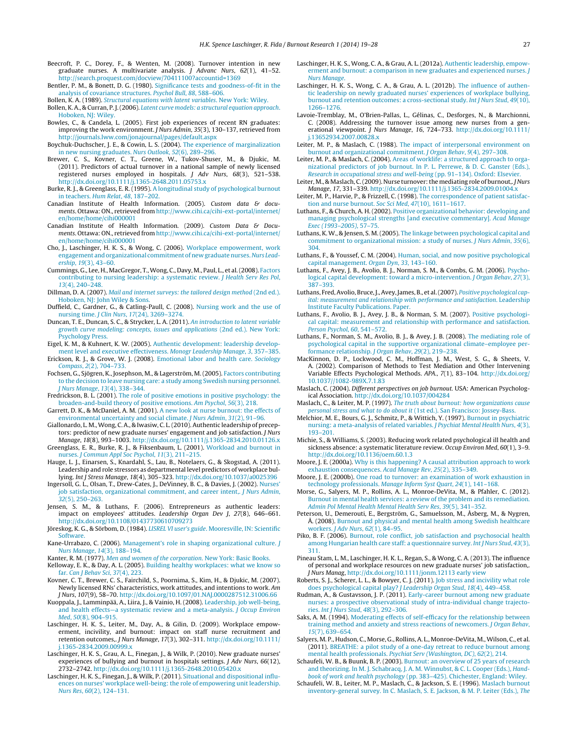Beecroft, P. C., Dorey, F., & Wenten, M. (2008). Turnover intention in new graduate nurses. A multivariate analysis. *J Advanc Nurs*, *62*(1), 41–52. http://search.proquest.com/docview/70411100?accountid=1369

Bentler, P. M., & Bonett, D. G. (1980). Significance tests and goodness-of-fit in the analysis of covariance structures. *Psychol Bull*, *88*, 588–606.

Bollen, K. A. (1989). *Structural equations with latent variables*. New York: Wiley.

Bollen, K. A., & Curran, P. J. (2006). *Latent curve models: a structural equation approach*. Hoboken, NJ: Wiley.

Bowles, C., & Candela, L. (2005). First job experiences of recent RN graduates: improving the work environment. *J Nurs Admin*, *35*(3), 130–137, retrieved from http://journals.lww.com/jonajournal/pages/default.aspx

Boychuk-Duchscher, J. E., & Cowin, L. S. (2004). The experience of marginalization in new nursing graduates. *Nurs Outlook*, *52*(6), 289–296.

Brewer, C. S., Kovner, C. T., Greene, W., Tukov-Shuser, M., & Djukic, M. (2011). Predictors of actual turnover in a national sample of newly licensed registered nurses employed in hospitals. *J Adv Nurs*, *68*(3), 521–538. http://dx.doi.org/10.1111/j.1365-2648.2011.05753.x

Burke, R. J., & Greenglass, E. R. (1995). A longitudinal study of psychological burnout in teachers. *Hum Relat*, *48*, 187–202.

Canadian Institute of Health Information. (2005). *Custom data & documents*. Ottawa: ON., retrieved from http://www.cihi.ca/cihi-ext-portal/internet/en/home/home/cihi000001

Canadian Institute of Health Information. (2009). *Custom Data & Documents*. Ottawa: ON., retrieved from http://www.cihi.ca/cihi-ext-portal/internet/en/home/home/cihi000001

Cho, J., Laschinger, H. K. S., & Wong, C. (2006). Workplace empowerment, work engagement and organizational commitment of new graduate nurses. *Nurs Leadership*, *19*(3), 43–60.

Cummings, G., Lee, H., MacGregor, T., Wong, C., Davy, M., Paul, L., et al. (2008). Factors contributing to nursing leadership: a systematic review. *J Health Serv Res Pol*, *13*(4), 240–248.

Dillman, D. A. (2007). *Mail and internet surveys: the tailored design method* (2nd ed.). Hoboken, NJ: John Wiley & Sons.

Duffield, C., Gardner, G., & Catling-Paull, C. (2008). Nursing work and the use of nursing time. *J Clin Nurs*, *17*(24), 3269–3274.

Duncan, T. E., Duncan, S. C., & Strycker, L. A. (2011). *An introduction to latent variable growth curve modeling: concepts, issues and applications* (2nd ed.). New York: Psychology Press.

Eigel, K. M., & Kuhnert, K. W. (2005). Authentic development: leadership development level and executive effectiveness. *Monogr Leadership Manage*, *3*, 357–385.

Erickson, R. J., & Grove, W. J. (2008). Emotional labor and health care. *Sociology Compass*, *2*(2), 704–733.

Fochsen, G., Sjögren, K., Josephson, M., & Lagerström, M. (2005). Factors contributing to the decision to leave nursing care: a study among Swedish nursing personnel. *J Nurs Manage*, *13*(4), 338–344.

Fredrickson, B. L. (2001). The role of positive emotions in positive psychology: the broaden-and-build theory of positive emotions. *Am Psychol*, *56*(3), 218.

Garrett, D. K., & McDaniel, A. M. (2001). A new look at nurse burnout: the effects of environmental uncertainty and social climate. *J Nurs Admin*, *31*(2), 91–96.

Giallonardo, L. M., Wong, C. A., & Iwasiw, C. L. (2010). Authentic leadership of preceptors: predictor of new graduate nurses' engagement and job satisfaction. *J Nurs Manage*, *18*(8), 993–1003. http://dx.doi.org/10.1111/j.1365-2834.2010.01126.x

Greenglass, E. R., Burke, R. J., & Fiksenbaum, L. (2001). Workload and burnout in nurses. *J Commun Appl Soc Psychol*, *11*(3), 211–215.

Hauge, L. J., Einarsen, S., Knardahl, S., Lau, B., Notelaers, G., & Skogstad, A. (2011). Leadership and role stressors as departmental level predictors of workplace bullying. *Int J Stress Manage*, *18*(4), 305–323. http://dx.doi.org/10.1037/a0025396

Ingersoll, G. L., Olsan, T., Drew-Cates, J., DeVinney, B. C., & Davies, J. (2002). Nurses' job satisfaction, organizational commitment, and career intent,. *J Nurs Admin*, *32*(5), 250–263.

Jensen, S. M., & Luthans, F. (2006). Entrepreneurs as authentic leaders: impact on employees' attitudes. *Leadership Organ Dev J*, *27*(8), 646–661. http://dx.doi.org/10.1108/01437730610709273

Jöreskog, K. G., & Sörbom, D. (1984). *LISREL VI user's guide*. Mooresville, IN: Scientific Software.

Kane-Urrabazo, C. (2006). Management's role in shaping organizational culture. *J Nurs Manage*, *14*(3), 188–194.

Kanter, R. M. (1977). *Men and women of the corporation*. New York: Basic Books.

Kelloway, E. K., & Day, A. L. (2005). Building healthy workplaces: what we know so far. *Can J Behav Sci*, *37*(4), 223.

Kovner, C. T., Brewer, C. S., Fairchild, S., Poornima, S., Kim, H., & Djukic, M. (2007). Newly licensed RNs' characteristics, work attitudes, and intentions to work. *Am J Nurs*, *107*(9), 58–70. http://dx.doi.org/10.1097/01.NAJ.0000287512.31006.66

Kuoppala, J., Lamminpää, A., Liira, J., & Vainio, H. (2008). Leadership, job well-being, and health effects—a systematic review and a meta-analysis. *J Occup Environ Med*, *50*(8), 904–915.

Laschinger, H. K. S., Leiter, M., Day, A., & Gilin, D. (2009). Workplace empowerment, incivility, and burnout: impact on staff nurse recruitment and retention outcomes,. *J Nurs Manage*, *17*(3), 302–311. http://dx.doi.org/10.1111/j.1365-2834.2009.00999.x

Laschinger, H. K. S., Grau, A. L., Finegan, J., & Wilk, P. (2010). New graduate nurses' experiences of bullying and burnout in hospitals settings. *J Adv Nurs*, *66*(12), 2732–2742. http://dx.doi.org/10.1111/j.1365-2648.2010.05420.x

Laschinger, H. K. S., Finegan, J., & Wilk, P. (2011). Situational and dispositional influences on nurses' workplace well-being: the role of empowering unit leadership. *Nurs Res*, *60*(2), 124–131.

Laschinger, H. K. S., Wong, C. A., & Grau, A. L. (2012a). Authentic leadership, empowerment and burnout: a comparison in new graduates and experienced nurses. *J Nurs Manage*.

Laschinger, H. K. S., Wong, C. A., & Grau, A. L. (2012b). The influence of authentic leadership on newly graduated nurses' experiences of workplace bullying, burnout and retention outcomes: a cross-sectional study. *Int J Nurs Stud*, *49*(10), 1266–1276.

Lavoie-Tremblay, M., O'Brien-Pallas, L., Gélinas, C., Desforges, N., & Marchionni, C. (2008). Addressing the turnover issue among new nurses from a generational viewpoint. *J Nurs Manage*, *16*, 724–733. http://dx.doi.org/10.1111/j.13652934.2007.00828.x

Leiter, M. P., & Maslach, C. (1988). The impact of interpersonal environment on burnout and organizational commitment. *J Organ Behav*, *9*(4), 297–308.

Leiter, M. P., & Maslach, C. (2004). Areas of worklife: a structured approach to organizational predictors of job burnout. In P. L. Perrewe, & D. C. Ganster (Eds.), *Research in occupational stress and well-being* (pp. 91–134). Oxford: Elsevier.

Leiter, M., & Maslach, C. (2009). Nurse turnover: the mediating role of burnout,. *J Nurs Manage*, *17*, 331–339. http://dx.doi.org/10.1111/j.1365-2834.2009.01004.x

Leiter, M. P., Harvie, P., & Frizzell, C. (1998). The correspondence of patient satisfaction and nurse burnout. *Soc Sci Med*, *47*(10), 1611–1617.

Luthans, F., & Church, A. H. (2002). Positive organizational behavior: developing and managing psychological strengths [and executive commentary]. *Acad Manage Exec (1993–2005)*, 57–75.

Luthans, K. W., & Jensen, S. M. (2005). The linkage between psychological capital and commitment to organizational mission: a study of nurses. *J Nurs Admin*, *35*(6), 304.

Luthans, F., & Youssef, C. M. (2004). Human, social, and now positive psychological capital management. *Organ Dyn*, *33*, 143–160.

Luthans, F., Avey, J. B., Avolio, B. J., Norman, S. M., & Combs, G. M. (2006). Psychological capital development: toward a micro-intervention. *J Organ Behav*, *27*(3), 387–393.

Luthans, Fred, Avolio, Bruce, J., Avey, James, B., et al. (2007). *Positive psychological capital: measurement and relationship with performance and satisfaction*. Leadership Institute Faculty Publications. Paper.

Luthans, F., Avolio, B. J., Avey, J. B., & Norman, S. M. (2007). Positive psychological capital: measurement and relationship with performance and satisfaction. *Person Psychol*, *60*, 541–572.

Luthans, F., Norman, S. M., Avolio, B. J., & Avey, J. B. (2008). The mediating role of psychological capital in the supportive organizational climate–employee performance relationship. *J Organ Behav*, *29*(2), 219–238.

MacKinnon, D. P., Lockwood, C. M., Hoffman, J. M., West, S. G., & Sheets, V. A. (2002). Comparison of Methods to Test Mediation and Other Intervening Variable Effects Psychological Methods. *APA.*, *7*(1), 83–104. http://dx.doi.org/10.1037//1082-989X.7.1.83

Maslach, C. (2004). *Different perspectives on job burnout*. USA: American Psychological Association. http://dx.doi.org/10.1037/004284

Maslach, C., & Leiter, M. P. (1997). *The truth about burnout: how organizations cause personal stress and what to do about it* (1st ed.). San Francisco: Jossey-Bass.

Melchior, M. E., Bours, G. J., Schmitz, P., & Wittich, Y. (1997). Burnout in psychiatric nursing: a meta-analysis of related variables. *J Psychiat Mental Health Nurs*, *4*(3), 193–201.

Michie, S., & Williams, S. (2003). Reducing work related psychological ill health and sickness absence: a systematic literature review. *Occup Environ Med*, *60*(1), 3–9. http://dx.doi.org/10.1136/oem.60.1.3

Moore, J. E. (2000a). Why is this happening? A causal attribution approach to work exhaustion consequences. *Acad Manage Rev*, *25*(2), 335–349.

Moore, J. E. (2000b). One road to turnover: an examination of work exhaustion in technology professionals. *Manage Inform Syst Quart*, *24*(1), 141–168.

Morse, G., Salyers, M. P., Rollins, A. L., Monroe-DeVita, M., & Pfahler, C. (2012). Burnout in mental health services: a review of the problem and its remediation. *Admin Pol Mental Health Mental Health Serv Res*, *39*(5), 341–352.

Peterson, U., Demerouti, E., Bergström, G., Samuelsson, M., Åsberg, M., & Nygren, Å. (2008). Burnout and physical and mental health among Swedish healthcare workers. *J Adv Nurs*, *62*(1), 84–95.

Piko, B. F. (2006). Burnout, role conflict, job satisfaction and psychosocial health among Hungarian health care staff: a questionnaire survey. *Int J Nurs Stud*, *43*(3), 311.

Pineau Stam, L. M., Laschinger, H. K. L., Regan, S., & Wong, C. A. (2013). The influence of personal and workplace resources on new graduate nurses' job satisfaction,. *J Nurs Manag*, http://dx.doi.org/10.1111/jonm.12113 early view

Roberts, S. J., Scherer, L. L., & Bowyer, C. J. (2011). Job stress and incivility what role does psychological capital play? *J Leadership Organ Stud*, *18*(4), 449–458.

Rudman, A., & Gustavsson, J. P. (2011). Early-career burnout among new graduate nurses: a prospective observational study of intra-individual change trajectories. *Int J Nurs Stud*, *48*(3), 292–306.

Saks, A. M. (1994). Moderating effects of self-efficacy for the relationship between training method and anxiety and stress reactions of newcomers. *J Organ Behav*, *15*(7), 639–654.

Salyers, M. P., Hudson, C., Morse, G., Rollins, A. L., Monroe-DeVita, M., Wilson, C., et al. (2011). BREATHE: a pilot study of a one-day retreat to reduce burnout among mental health professionals. *Psychiat Serv (Washington, DC)*, *62*(2), 214.

Schaufeli, W. B., & Buunk, B. P. (2003). Burnout: an overview of 25 years of research and theorizing. In M. J. Schabracq, J. A. M. Winnubst, & C. L. Cooper (Eds.), *Handbook of work and health psychology* (pp. 383–425). Chichester, England: Wiley.

Schaufeli, W. B., Leiter, M. P., Maslach, C., & Jackson, S. E. (1996). Maslach burnout inventory-general survey. In C. Maslach, S. E. Jackson, & M. P. Leiter (Eds.), *The*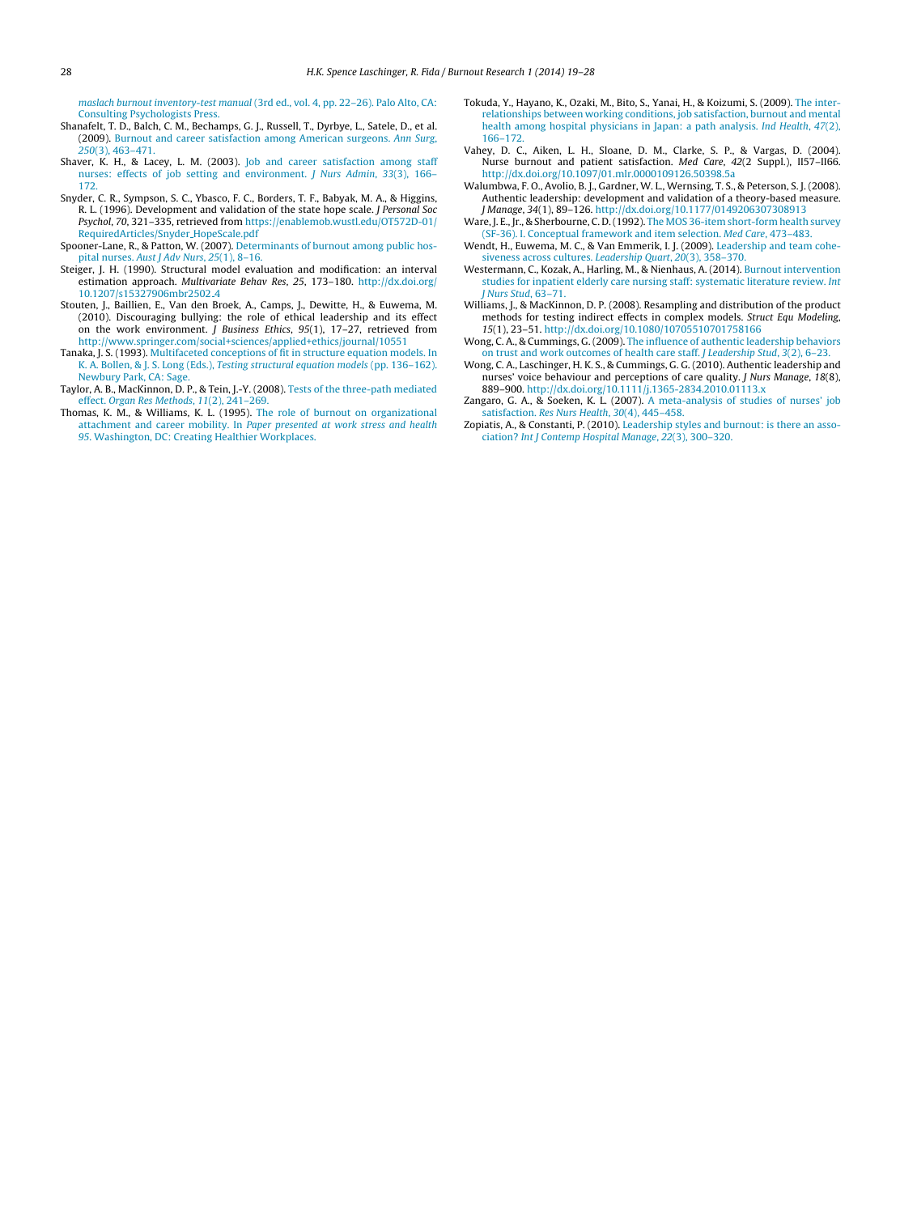*maslach burnout inventory-test manual* (3rd ed., vol. 4, pp. 22–26). Palo Alto, CA: Consulting Psychologists Press.

Shanafelt, T. D., Balch, C. M., Bechamps, G. J., Russell, T., Dyrbye, L., Satele, D., et al. (2009). Burnout and career satisfaction among American surgeons. *Ann Surg*, *250*(3), 463–471.

Shaver, K. H., & Lacey, L. M. (2003). Job and career satisfaction among staff nurses: effects of job setting and environment. *J Nurs Admin*, *33*(3), 166–172.

Snyder, C. R., Sympson, S. C., Ybasco, F. C., Borders, T. F., Babyak, M. A., & Higgins, R. L. (1996). Development and validation of the state hope scale. *J Personal Soc Psychol*, *70*, 321–335, retrieved from https://enablemob.wustl.edu/OT572D-01/RequiredArticles/Snyder_HopeScale.pdf

Spooner-Lane, R., & Patton, W. (2007). Determinants of burnout among public hospital nurses. *Aust J Adv Nurs*, *25*(1), 8–16.

Steiger, J. H. (1990). Structural model evaluation and modification: an interval estimation approach. *Multivariate Behav Res*, *25*, 173–180. http://dx.doi.org/10.1207/s15327906mbr2502_4

Stouten, J., Baillien, E., Van den Broek, A., Camps, J., Dewitte, H., & Euwema, M. (2010). Discouraging bullying: the role of ethical leadership and its effect on the work environment. *J Business Ethics*, *95*(1), 17–27, retrieved from http://www.springer.com/social+sciences/applied+ethics/journal/10551

Tanaka, J. S. (1993). Multifaceted conceptions of fit in structure equation models. In K. A. Bollen, & J. S. Long (Eds.), *Testing structural equation models* (pp. 136–162). Newbury Park, CA: Sage.

Taylor, A. B., MacKinnon, D. P., & Tein, J.-Y. (2008). Tests of the three-path mediated effect. *Organ Res Methods*, *11*(2), 241–269.

Thomas, K. M., & Williams, K. L. (1995). The role of burnout on organizational attachment and career mobility. In *Paper presented at work stress and health 95*. Washington, DC: Creating Healthier Workplaces.

Tokuda, Y., Hayano, K., Ozaki, M., Bito, S., Yanai, H., & Koizumi, S. (2009). The interrelationships between working conditions, job satisfaction, burnout and mental health among hospital physicians in Japan: a path analysis. *Ind Health*, *47*(2), 166–172.

Vahey, D. C., Aiken, L. H., Sloane, D. M., Clarke, S. P., & Vargas, D. (2004). Nurse burnout and patient satisfaction. *Med Care*, *42*(2 Suppl.), II57–II66. http://dx.doi.org/10.1097/01.mlr.0000109126.50398.5a

Walumbwa, F. O., Avolio, B. J., Gardner, W. L., Wernsing, T. S., & Peterson, S. J. (2008). Authentic leadership: development and validation of a theory-based measure. *J Manage*, *34*(1), 89–126. http://dx.doi.org/10.1177/0149206307308913

Ware, J. E., Jr., & Sherbourne, C. D. (1992). The MOS 36-item short-form health survey (SF-36). I. Conceptual framework and item selection. *Med Care*, 473–483.

Wendt, H., Euwema, M. C., & Van Emmerik, I. J. (2009). Leadership and team cohesiveness across cultures. *Leadership Quart*, *20*(3), 358–370.

Westermann, C., Kozak, A., Harling, M., & Nienhaus, A. (2014). Burnout intervention studies for inpatient elderly care nursing staff: systematic literature review. *Int J Nurs Stud*, 63–71.

Williams, J., & MacKinnon, D. P. (2008). Resampling and distribution of the product methods for testing indirect effects in complex models. *Struct Equ Modeling*, *15*(1), 23–51. http://dx.doi.org/10.1080/10705510701758166

Wong, C. A., & Cummings, G. (2009). The influence of authentic leadership behaviors on trust and work outcomes of health care staff. *J Leadership Stud*, *3*(2), 6–23.

Wong, C. A., Laschinger, H. K. S., & Cummings, G. G. (2010). Authentic leadership and nurses' voice behaviour and perceptions of care quality. *J Nurs Manage*, *18*(8), 889–900. http://dx.doi.org/10.1111/j.1365-2834.2010.01113.x

Zangaro, G. A., & Soeken, K. L. (2007). A meta-analysis of studies of nurses' job satisfaction. *Res Nurs Health*, *30*(4), 445–458.

Zopiatis, A., & Constanti, P. (2010). Leadership styles and burnout: is there an association? *Int J Contemp Hospital Manage*, *22*(3), 300–320.